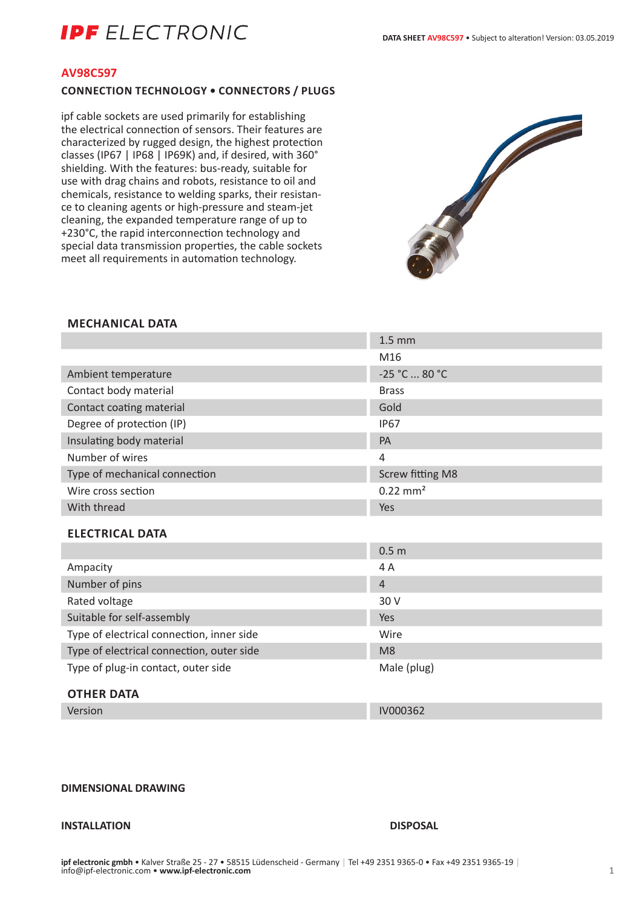# AV98C597

## CONNECTION TECHNOLOGY • CONNECTORS / PLUGS

ipf cable sockets are used primarily for establishing the electrical connection of sensors. Their features are characterized by rugged design, the highest protection classes (IP67 | IP68 | IP69K) and, if desired, with 360° shielding. With the features: bus-ready, suitable for use with drag chains and robots, resistance to oil and chemicals, resistance to welding sparks, their resistance to cleaning agents or high-pressure and steam-jet cleaning, the expanded temperature range of up to +230°C, the rapid interconnection technology and special data transmission properties, the cable sockets meet all requirements in automation technology.

### MECHANICAL DATA

| | |
|---|---|
| | 1.5 mm |
| | M16 |
| Ambient temperature | -25 °C ... 80 °C |
| Contact body material | Brass |
| Contact coating material | Gold |
| Degree of protection (IP) | IP67 |
| Insulating body material | PA |
| Number of wires | 4 |
| Type of mechanical connection | Screw fitting M8 |
| Wire cross section | 0.22 mm² |
| With thread | Yes |

### ELECTRICAL DATA

| | |
|---|---|
| | 0.5 m |
| Ampacity | 4 A |
| Number of pins | 4 |
| Rated voltage | 30 V |
| Suitable for self-assembly | Yes |
| Type of electrical connection, inner side | Wire |
| Type of electrical connection, outer side | M8 |
| Type of plug-in contact, outer side | Male (plug) |

### OTHER DATA

| | |
|---|---|
| Version | IV000362 |

### DIMENSIONAL DRAWING

### INSTALLATION

### DISPOSAL

**ipf electronic gmbh** • Kalver Straße 25 - 27 • 58515 Lüdenscheid - Germany | Tel +49 2351 9365-0 • Fax +49 2351 9365-19 | info@ipf-electronic.com • **www.ipf-electronic.com**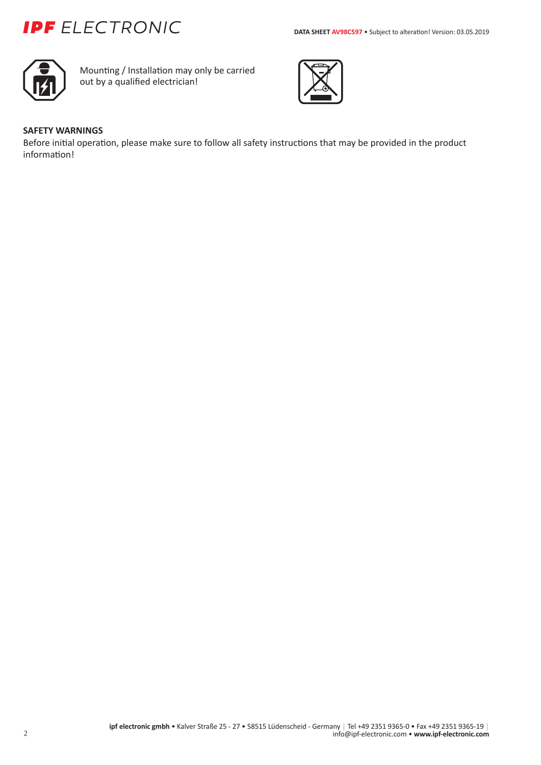Mounting / Installation may only be carried out by a qualified electrician!

**SAFETY WARNINGS**

Before initial operation, please make sure to follow all safety instructions that may be provided in the product information!